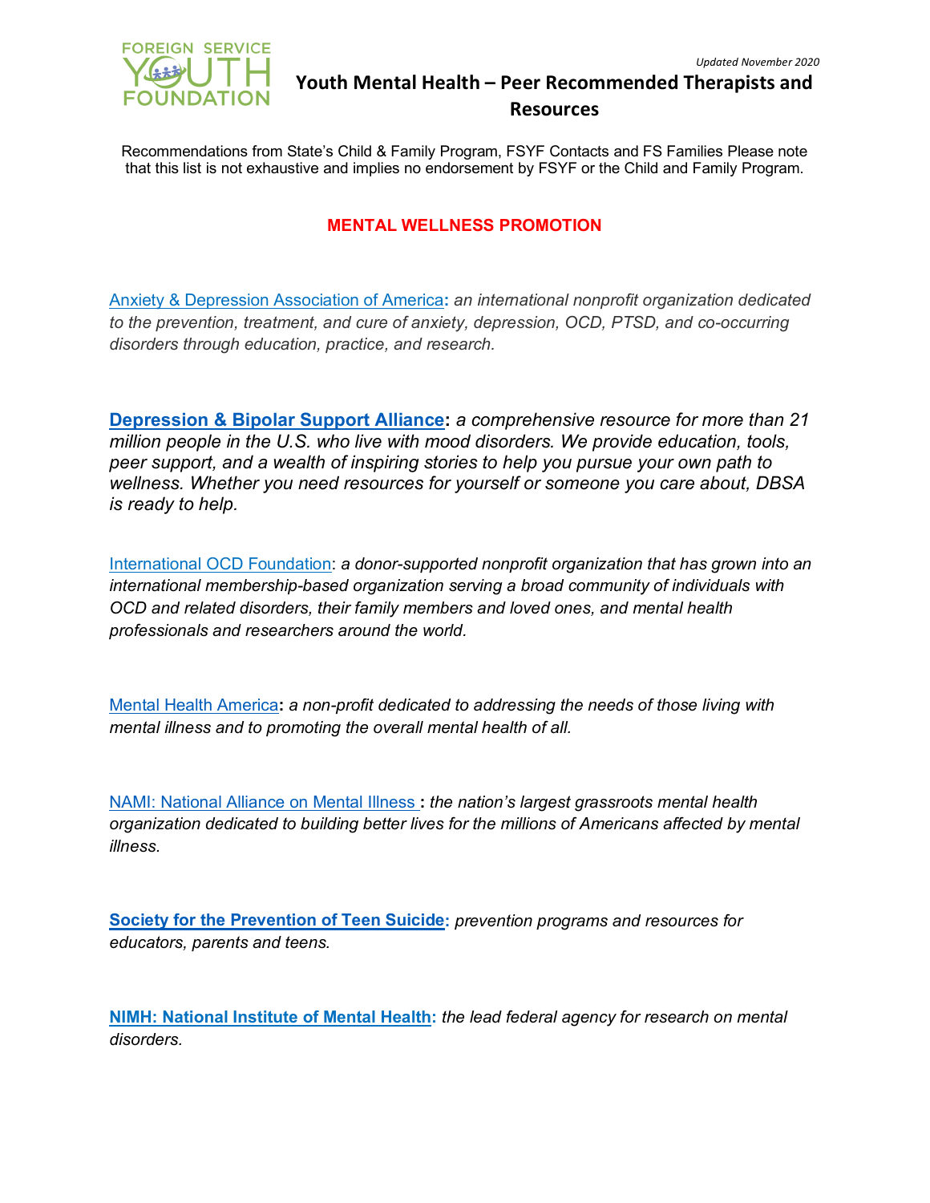FOREIGN SERVICE YOUTH FOUNDATION

*Updated November 2020*

# Youth Mental Health – Peer Recommended Therapists and Resources

Recommendations from State's Child & Family Program, FSYF Contacts and FS Families Please note that this list is not exhaustive and implies no endorsement by FSYF or the Child and Family Program.

## MENTAL WELLNESS PROMOTION

Anxiety & Depression Association of America**:** *an international nonprofit organization dedicated to the prevention, treatment, and cure of anxiety, depression, OCD, PTSD, and co-occurring disorders through education, practice, and research.*

**Depression & Bipolar Support Alliance:** *a comprehensive resource for more than 21 million people in the U.S. who live with mood disorders. We provide education, tools, peer support, and a wealth of inspiring stories to help you pursue your own path to wellness. Whether you need resources for yourself or someone you care about, DBSA is ready to help.*

International OCD Foundation: *a donor-supported nonprofit organization that has grown into an international membership-based organization serving a broad community of individuals with OCD and related disorders, their family members and loved ones, and mental health professionals and researchers around the world.*

Mental Health America**:** *a non-profit dedicated to addressing the needs of those living with mental illness and to promoting the overall mental health of all.*

NAMI: National Alliance on Mental Illness **:** *the nation's largest grassroots mental health organization dedicated to building better lives for the millions of Americans affected by mental illness.*

**Society for the Prevention of Teen Suicide:** *prevention programs and resources for educators, parents and teens.*

**NIMH: National Institute of Mental Health:** *the lead federal agency for research on mental disorders.*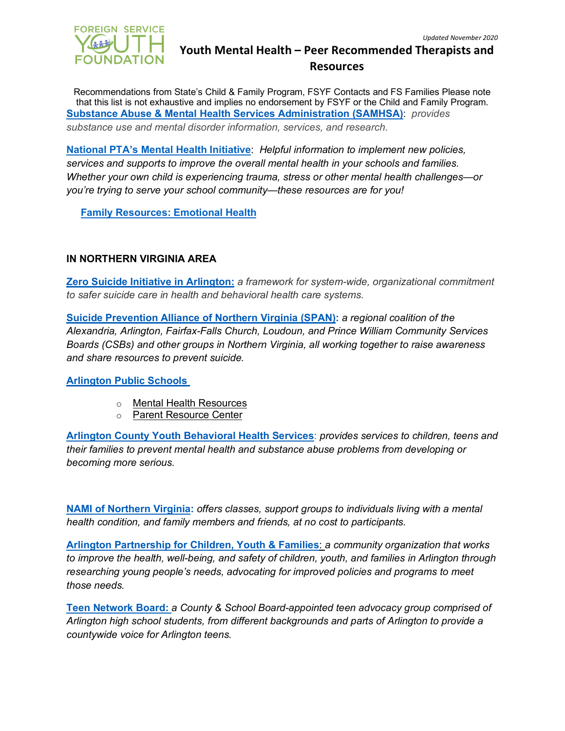# Youth Mental Health – Peer Recommended Therapists and Resources

*Updated November 2020*

Recommendations from State's Child & Family Program, FSYF Contacts and FS Families Please note that this list is not exhaustive and implies no endorsement by FSYF or the Child and Family Program.

**Substance Abuse & Mental Health Services Administration (SAMHSA)**: *provides substance use and mental disorder information, services, and research.*

**National PTA's Mental Health Initiative**: *Helpful information to implement new policies, services and supports to improve the overall mental health in your schools and families. Whether your own child is experiencing trauma, stress or other mental health challenges—or you're trying to serve your school community—these resources are for you!*

**Family Resources: Emotional Health**

**IN NORTHERN VIRGINIA AREA**

**Zero Suicide Initiative in Arlington:** *a framework for system-wide, organizational commitment to safer suicide care in health and behavioral health care systems.*

**Suicide Prevention Alliance of Northern Virginia (SPAN):** *a regional coalition of the Alexandria, Arlington, Fairfax-Falls Church, Loudoun, and Prince William Community Services Boards (CSBs) and other groups in Northern Virginia, all working together to raise awareness and share resources to prevent suicide.*

**Arlington Public Schools**

- Mental Health Resources
- Parent Resource Center

**Arlington County Youth Behavioral Health Services**: *provides services to children, teens and their families to prevent mental health and substance abuse problems from developing or becoming more serious.*

**NAMI of Northern Virginia:** *offers classes, support groups to individuals living with a mental health condition, and family members and friends, at no cost to participants.*

**Arlington Partnership for Children, Youth & Families**: *a community organization that works to improve the health, well-being, and safety of children, youth, and families in Arlington through researching young people's needs, advocating for improved policies and programs to meet those needs.*

**Teen Network Board:** *a County & School Board-appointed teen advocacy group comprised of Arlington high school students, from different backgrounds and parts of Arlington to provide a countywide voice for Arlington teens.*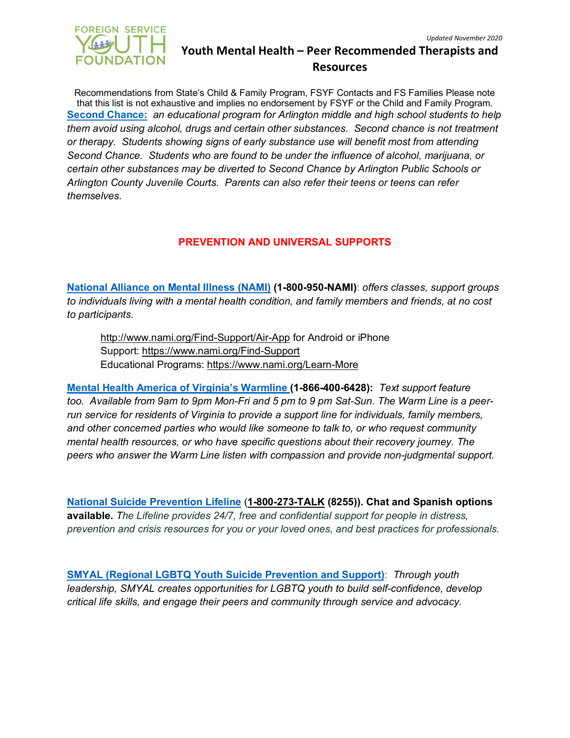*Updated November 2020*

# Youth Mental Health – Peer Recommended Therapists and Resources

Recommendations from State's Child & Family Program, FSYF Contacts and FS Families Please note that this list is not exhaustive and implies no endorsement by FSYF or the Child and Family Program.

**Second Chance:** *an educational program for Arlington middle and high school students to help them avoid using alcohol, drugs and certain other substances. Second chance is not treatment or therapy. Students showing signs of early substance use will benefit most from attending Second Chance. Students who are found to be under the influence of alcohol, marijuana, or certain other substances may be diverted to Second Chance by Arlington Public Schools or Arlington County Juvenile Courts. Parents can also refer their teens or teens can refer themselves.*

## PREVENTION AND UNIVERSAL SUPPORTS

**National Alliance on Mental Illness (NAMI) (1-800-950-NAMI)**: *offers classes, support groups to individuals living with a mental health condition, and family members and friends, at no cost to participants.*

http://www.nami.org/Find-Support/Air-App for Android or iPhone
Support: https://www.nami.org/Find-Support
Educational Programs: https://www.nami.org/Learn-More

**Mental Health America of Virginia's Warmline (1-866-400-6428):** *Text support feature too. Available from 9am to 9pm Mon-Fri and 5 pm to 9 pm Sat-Sun. The Warm Line is a peer-run service for residents of Virginia to provide a support line for individuals, family members, and other concerned parties who would like someone to talk to, or who request community mental health resources, or who have specific questions about their recovery journey. The peers who answer the Warm Line listen with compassion and provide non-judgmental support.*

**National Suicide Prevention Lifeline (1-800-273-TALK (8255)). Chat and Spanish options available.** *The Lifeline provides 24/7, free and confidential support for people in distress, prevention and crisis resources for you or your loved ones, and best practices for professionals.*

**SMYAL (Regional LGBTQ Youth Suicide Prevention and Support)**: *Through youth leadership, SMYAL creates opportunities for LGBTQ youth to build self-confidence, develop critical life skills, and engage their peers and community through service and advocacy.*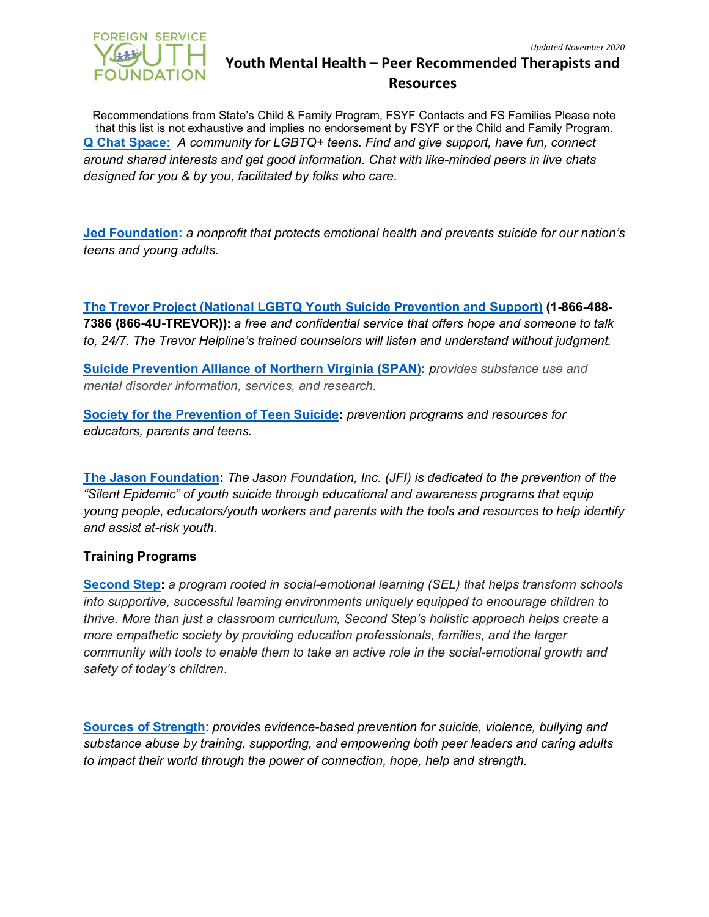Updated November 2020

# Youth Mental Health – Peer Recommended Therapists and Resources

Recommendations from State's Child & Family Program, FSYF Contacts and FS Families Please note that this list is not exhaustive and implies no endorsement by FSYF or the Child and Family Program.

**Q Chat Space:** *A community for LGBTQ+ teens. Find and give support, have fun, connect around shared interests and get good information. Chat with like-minded peers in live chats designed for you & by you, facilitated by folks who care.*

**Jed Foundation:** *a nonprofit that protects emotional health and prevents suicide for our nation's teens and young adults.*

**The Trevor Project (National LGBTQ Youth Suicide Prevention and Support) (1-866-488-7386 (866-4U-TREVOR)):** *a free and confidential service that offers hope and someone to talk to, 24/7. The Trevor Helpline's trained counselors will listen and understand without judgment.*

**Suicide Prevention Alliance of Northern Virginia (SPAN):** *provides substance use and mental disorder information, services, and research.*

**Society for the Prevention of Teen Suicide:** *prevention programs and resources for educators, parents and teens.*

**The Jason Foundation:** *The Jason Foundation, Inc. (JFI) is dedicated to the prevention of the "Silent Epidemic" of youth suicide through educational and awareness programs that equip young people, educators/youth workers and parents with the tools and resources to help identify and assist at-risk youth.*

### Training Programs

**Second Step:** *a program rooted in social-emotional learning (SEL) that helps transform schools into supportive, successful learning environments uniquely equipped to encourage children to thrive. More than just a classroom curriculum, Second Step's holistic approach helps create a more empathetic society by providing education professionals, families, and the larger community with tools to enable them to take an active role in the social-emotional growth and safety of today's children.*

**Sources of Strength:** *provides evidence-based prevention for suicide, violence, bullying and substance abuse by training, supporting, and empowering both peer leaders and caring adults to impact their world through the power of connection, hope, help and strength.*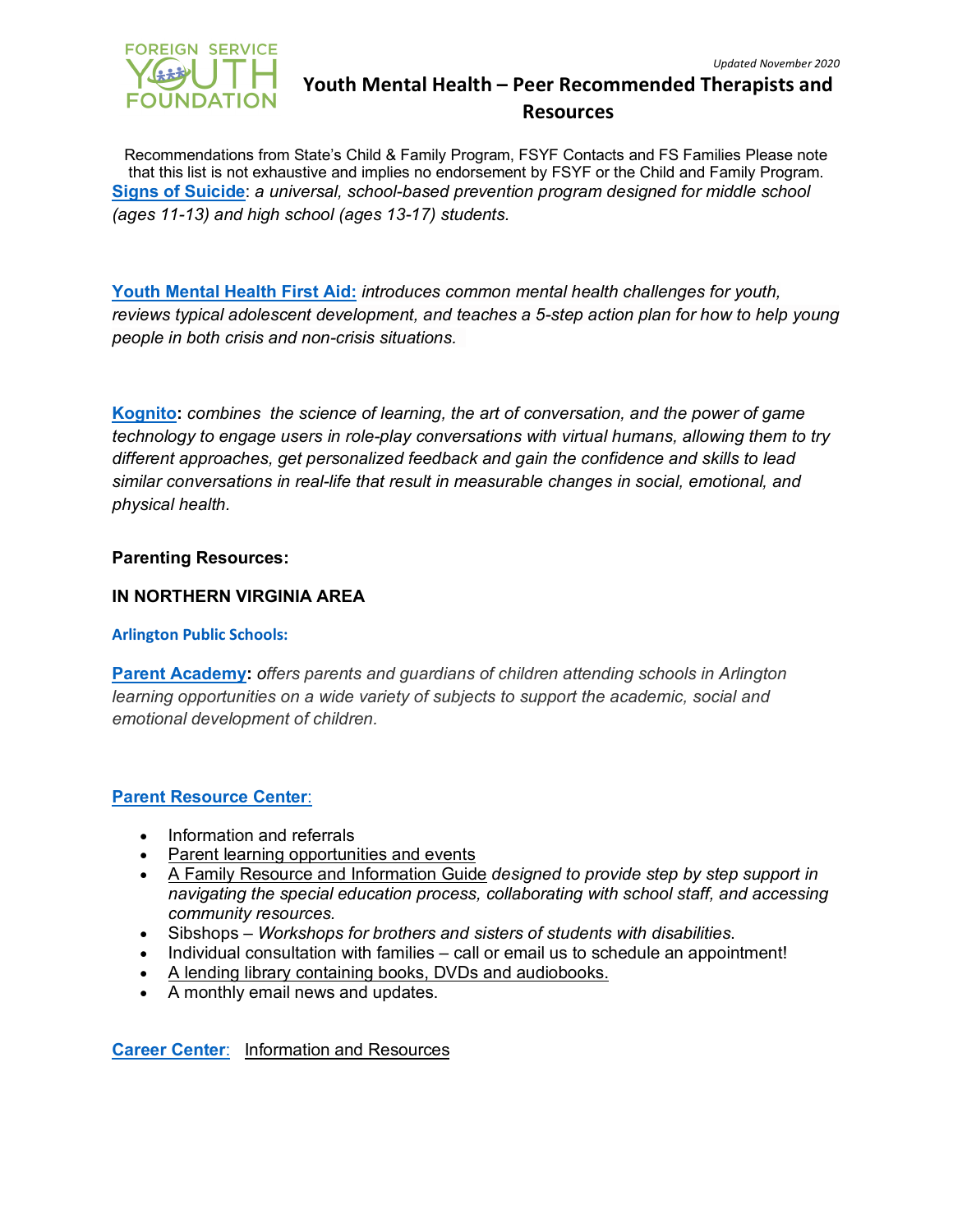Updated November 2020

# Youth Mental Health – Peer Recommended Therapists and Resources

Recommendations from State's Child & Family Program, FSYF Contacts and FS Families Please note that this list is not exhaustive and implies no endorsement by FSYF or the Child and Family Program.

**Signs of Suicide**: *a universal, school-based prevention program designed for middle school (ages 11-13) and high school (ages 13-17) students.*

**Youth Mental Health First Aid:** *introduces common mental health challenges for youth, reviews typical adolescent development, and teaches a 5-step action plan for how to help young people in both crisis and non-crisis situations.*

**Kognito:** *combines the science of learning, the art of conversation, and the power of game technology to engage users in role-play conversations with virtual humans, allowing them to try different approaches, get personalized feedback and gain the confidence and skills to lead similar conversations in real-life that result in measurable changes in social, emotional, and physical health.*

**Parenting Resources:**

**IN NORTHERN VIRGINIA AREA**

**Arlington Public Schools:**

**Parent Academy:** *offers parents and guardians of children attending schools in Arlington learning opportunities on a wide variety of subjects to support the academic, social and emotional development of children.*

**Parent Resource Center**:

- Information and referrals
- Parent learning opportunities and events
- A Family Resource and Information Guide *designed to provide step by step support in navigating the special education process, collaborating with school staff, and accessing community resources.*
- Sibshops – *Workshops for brothers and sisters of students with disabilities.*
- Individual consultation with families – call or email us to schedule an appointment!
- A lending library containing books, DVDs and audiobooks.
- A monthly email news and updates.

**Career Center**: Information and Resources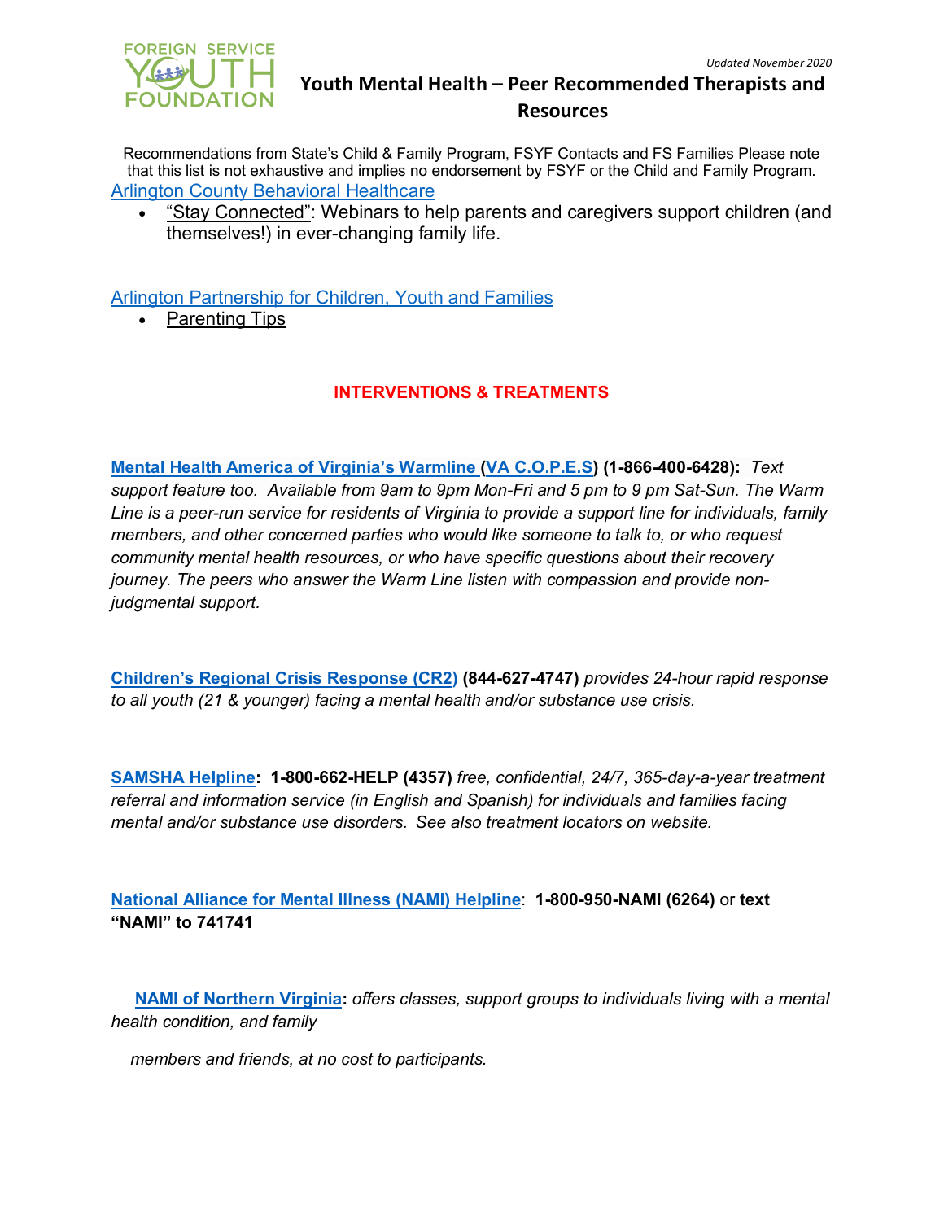# Youth Mental Health – Peer Recommended Therapists and Resources

*Updated November 2020*

Recommendations from State's Child & Family Program, FSYF Contacts and FS Families Please note that this list is not exhaustive and implies no endorsement by FSYF or the Child and Family Program.

Arlington County Behavioral Healthcare

- "Stay Connected": Webinars to help parents and caregivers support children (and themselves!) in ever-changing family life.

Arlington Partnership for Children, Youth and Families

- Parenting Tips

## INTERVENTIONS & TREATMENTS

**Mental Health America of Virginia's Warmline (VA C.O.P.E.S) (1-866-400-6428):** *Text support feature too. Available from 9am to 9pm Mon-Fri and 5 pm to 9 pm Sat-Sun. The Warm Line is a peer-run service for residents of Virginia to provide a support line for individuals, family members, and other concerned parties who would like someone to talk to, or who request community mental health resources, or who have specific questions about their recovery journey. The peers who answer the Warm Line listen with compassion and provide non-judgmental support.*

**Children's Regional Crisis Response (CR2) (844-627-4747)** *provides 24-hour rapid response to all youth (21 & younger) facing a mental health and/or substance use crisis.*

**SAMSHA Helpline: 1-800-662-HELP (4357)** *free, confidential, 24/7, 365-day-a-year treatment referral and information service (in English and Spanish) for individuals and families facing mental and/or substance use disorders. See also treatment locators on website.*

**National Alliance for Mental Illness (NAMI) Helpline: 1-800-950-NAMI (6264)** or **text "NAMI" to 741741**

**NAMI of Northern Virginia:** *offers classes, support groups to individuals living with a mental health condition, and family members and friends, at no cost to participants.*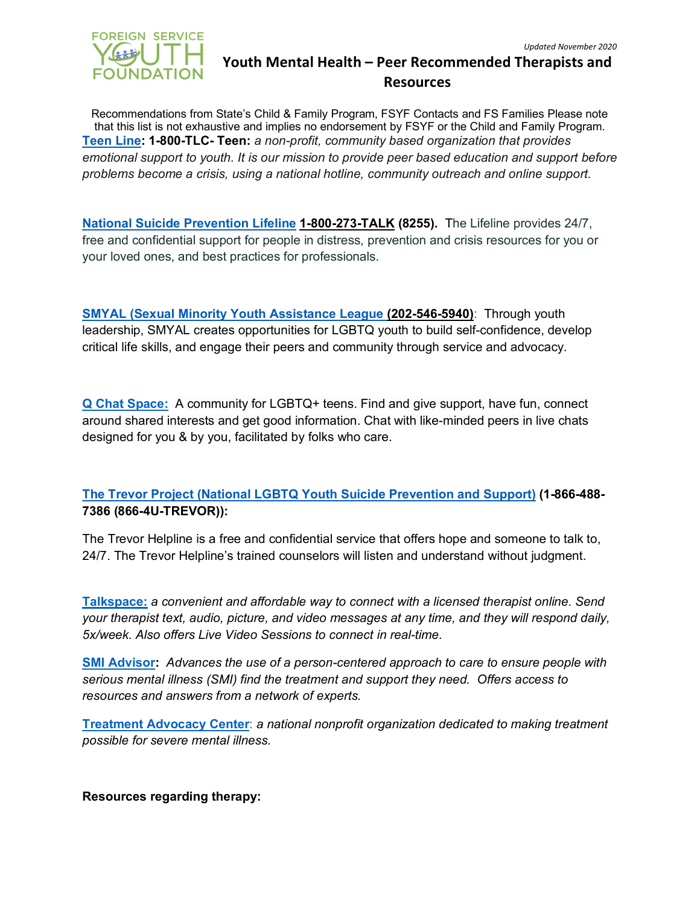*Updated November 2020*

# Youth Mental Health – Peer Recommended Therapists and Resources

Recommendations from State's Child & Family Program, FSYF Contacts and FS Families Please note that this list is not exhaustive and implies no endorsement by FSYF or the Child and Family Program.

**Teen Line: 1-800-TLC- Teen:** *a non-profit, community based organization that provides emotional support to youth. It is our mission to provide peer based education and support before problems become a crisis, using a national hotline, community outreach and online support.*

**National Suicide Prevention Lifeline 1-800-273-TALK (8255).** The Lifeline provides 24/7, free and confidential support for people in distress, prevention and crisis resources for you or your loved ones, and best practices for professionals.

**SMYAL (Sexual Minority Youth Assistance League (202-546-5940)**: Through youth leadership, SMYAL creates opportunities for LGBTQ youth to build self-confidence, develop critical life skills, and engage their peers and community through service and advocacy.

**Q Chat Space:** A community for LGBTQ+ teens. Find and give support, have fun, connect around shared interests and get good information. Chat with like-minded peers in live chats designed for you & by you, facilitated by folks who care.

**The Trevor Project (National LGBTQ Youth Suicide Prevention and Support) (1-866-488-7386 (866-4U-TREVOR)):**

The Trevor Helpline is a free and confidential service that offers hope and someone to talk to, 24/7. The Trevor Helpline's trained counselors will listen and understand without judgment.

**Talkspace:** *a convenient and affordable way to connect with a licensed therapist online. Send your therapist text, audio, picture, and video messages at any time, and they will respond daily, 5x/week. Also offers Live Video Sessions to connect in real-time.*

**SMI Advisor:** *Advances the use of a person-centered approach to care to ensure people with serious mental illness (SMI) find the treatment and support they need. Offers access to resources and answers from a network of experts.*

**Treatment Advocacy Center**: *a national nonprofit organization dedicated to making treatment possible for severe mental illness.*

**Resources regarding therapy:**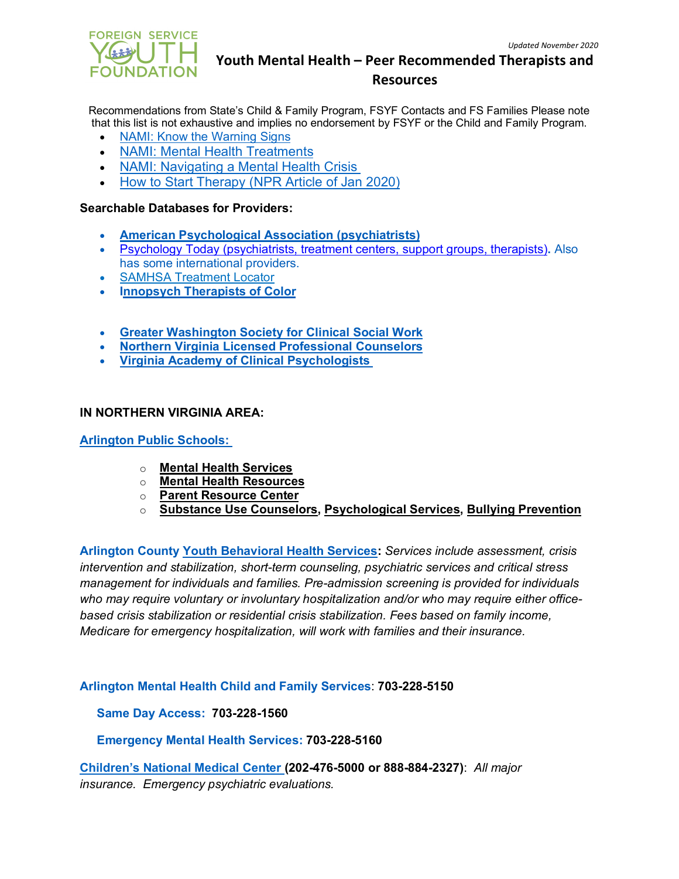FOREIGN SERVICE YOUTH FOUNDATION

*Updated November 2020*

# Youth Mental Health – Peer Recommended Therapists and Resources

Recommendations from State's Child & Family Program, FSYF Contacts and FS Families Please note that this list is not exhaustive and implies no endorsement by FSYF or the Child and Family Program.

- NAMI: Know the Warning Signs
- NAMI: Mental Health Treatments
- NAMI: Navigating a Mental Health Crisis
- How to Start Therapy (NPR Article of Jan 2020)

**Searchable Databases for Providers:**

- **American Psychological Association (psychiatrists)**
- Psychology Today (psychiatrists, treatment centers, support groups, therapists). Also has some international providers.
- SAMHSA Treatment Locator
- **Innopsych Therapists of Color**

- **Greater Washington Society for Clinical Social Work**
- **Northern Virginia Licensed Professional Counselors**
- **Virginia Academy of Clinical Psychologists**

**IN NORTHERN VIRGINIA AREA:**

**Arlington Public Schools:**

- **Mental Health Services**
- **Mental Health Resources**
- **Parent Resource Center**
- **Substance Use Counselors**, **Psychological Services**, **Bullying Prevention**

**Arlington County Youth Behavioral Health Services:** *Services include assessment, crisis intervention and stabilization, short-term counseling, psychiatric services and critical stress management for individuals and families. Pre-admission screening is provided for individuals who may require voluntary or involuntary hospitalization and/or who may require either office-based crisis stabilization or residential crisis stabilization. Fees based on family income, Medicare for emergency hospitalization, will work with families and their insurance.*

**Arlington Mental Health Child and Family Services**: **703-228-5150**

**Same Day Access: 703-228-1560**

**Emergency Mental Health Services: 703-228-5160**

**Children's National Medical Center (202-476-5000 or 888-884-2327)**: *All major insurance. Emergency psychiatric evaluations.*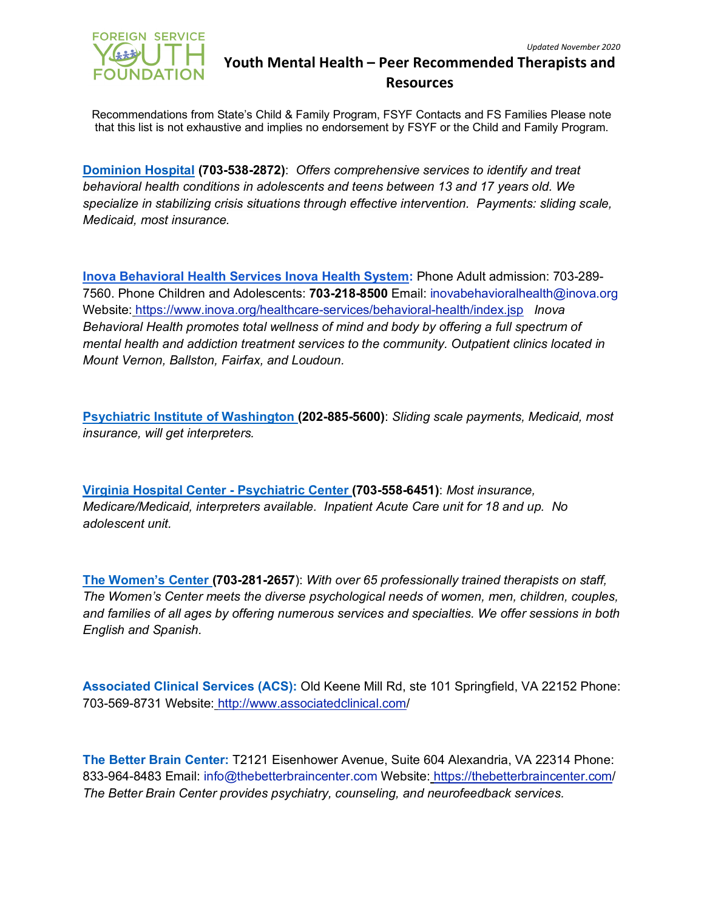Updated November 2020

# Youth Mental Health – Peer Recommended Therapists and Resources

Recommendations from State's Child & Family Program, FSYF Contacts and FS Families Please note that this list is not exhaustive and implies no endorsement by FSYF or the Child and Family Program.

**Dominion Hospital** **(703-538-2872)**: *Offers comprehensive services to identify and treat behavioral health conditions in adolescents and teens between 13 and 17 years old. We specialize in stabilizing crisis situations through effective intervention. Payments: sliding scale, Medicaid, most insurance.*

**Inova Behavioral Health Services Inova Health System:** Phone Adult admission: 703-289-7560. Phone Children and Adolescents: **703-218-8500** Email: inovabehavioralhealth@inova.org Website: https://www.inova.org/healthcare-services/behavioral-health/index.jsp *Inova Behavioral Health promotes total wellness of mind and body by offering a full spectrum of mental health and addiction treatment services to the community. Outpatient clinics located in Mount Vernon, Ballston, Fairfax, and Loudoun.*

**Psychiatric Institute of Washington** **(202-885-5600)**: *Sliding scale payments, Medicaid, most insurance, will get interpreters.*

**Virginia Hospital Center - Psychiatric Center** **(703-558-6451)**: *Most insurance, Medicare/Medicaid, interpreters available. Inpatient Acute Care unit for 18 and up. No adolescent unit.*

**The Women's Center** **(703-281-2657)**: *With over 65 professionally trained therapists on staff, The Women's Center meets the diverse psychological needs of women, men, children, couples, and families of all ages by offering numerous services and specialties. We offer sessions in both English and Spanish.*

**Associated Clinical Services (ACS):** Old Keene Mill Rd, ste 101 Springfield, VA 22152 Phone: 703-569-8731 Website: http://www.associatedclinical.com/

**The Better Brain Center:** T2121 Eisenhower Avenue, Suite 604 Alexandria, VA 22314 Phone: 833-964-8483 Email: info@thebetterbraincenter.com Website: https://thebetterbraincenter.com/ *The Better Brain Center provides psychiatry, counseling, and neurofeedback services.*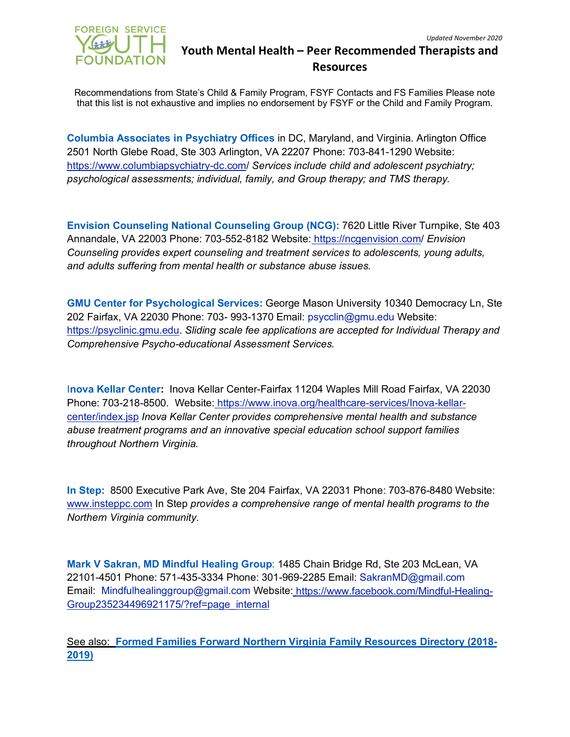*Updated November 2020*

# Youth Mental Health – Peer Recommended Therapists and Resources

Recommendations from State's Child & Family Program, FSYF Contacts and FS Families Please note that this list is not exhaustive and implies no endorsement by FSYF or the Child and Family Program.

**Columbia Associates in Psychiatry Offices** in DC, Maryland, and Virginia. Arlington Office 2501 North Glebe Road, Ste 303 Arlington, VA 22207 Phone: 703-841-1290 Website: https://www.columbiapsychiatry-dc.com/ *Services include child and adolescent psychiatry; psychological assessments; individual, family, and Group therapy; and TMS therapy.*

**Envision Counseling National Counseling Group (NCG):** 7620 Little River Turnpike, Ste 403 Annandale, VA 22003 Phone: 703-552-8182 Website: https://ncgenvision.com/ *Envision Counseling provides expert counseling and treatment services to adolescents, young adults, and adults suffering from mental health or substance abuse issues.*

**GMU Center for Psychological Services:** George Mason University 10340 Democracy Ln, Ste 202 Fairfax, VA 22030 Phone: 703- 993-1370 Email: psycclin@gmu.edu Website: https://psyclinic.gmu.edu. *Sliding scale fee applications are accepted for Individual Therapy and Comprehensive Psycho-educational Assessment Services.*

**Inova Kellar Center:** Inova Kellar Center-Fairfax 11204 Waples Mill Road Fairfax, VA 22030 Phone: 703-218-8500. Website: https://www.inova.org/healthcare-services/Inova-kellar-center/index.jsp *Inova Kellar Center provides comprehensive mental health and substance abuse treatment programs and an innovative special education school support families throughout Northern Virginia.*

**In Step:** 8500 Executive Park Ave, Ste 204 Fairfax, VA 22031 Phone: 703-876-8480 Website: www.insteppc.com In Step *provides a comprehensive range of mental health programs to the Northern Virginia community.*

**Mark V Sakran, MD Mindful Healing Group**: 1485 Chain Bridge Rd, Ste 203 McLean, VA 22101-4501 Phone: 571-435-3334 Phone: 301-969-2285 Email: SakranMD@gmail.com Email: Mindfulhealinggroup@gmail.com Website: https://www.facebook.com/Mindful-Healing-Group235234496921175/?ref=page_internal

See also: **Formed Families Forward Northern Virginia Family Resources Directory (2018-2019)**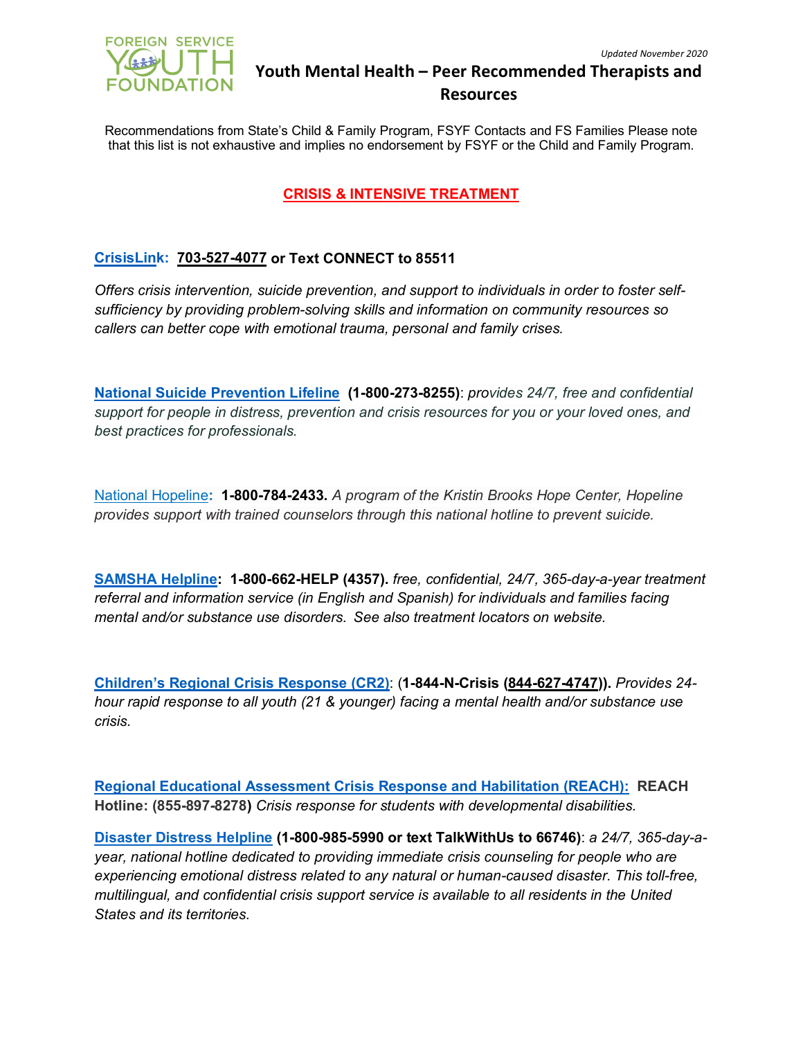Updated November 2020

# Youth Mental Health – Peer Recommended Therapists and Resources

Recommendations from State's Child & Family Program, FSYF Contacts and FS Families Please note that this list is not exhaustive and implies no endorsement by FSYF or the Child and Family Program.

## CRISIS & INTENSIVE TREATMENT

**CrisisLink: 703-527-4077 or Text CONNECT to 85511**

*Offers crisis intervention, suicide prevention, and support to individuals in order to foster self-sufficiency by providing problem-solving skills and information on community resources so callers can better cope with emotional trauma, personal and family crises.*

**National Suicide Prevention Lifeline (1-800-273-8255)**: *provides 24/7, free and confidential support for people in distress, prevention and crisis resources for you or your loved ones, and best practices for professionals.*

National Hopeline**: 1-800-784-2433.** *A program of the Kristin Brooks Hope Center, Hopeline provides support with trained counselors through this national hotline to prevent suicide.*

**SAMSHA Helpline: 1-800-662-HELP (4357).** *free, confidential, 24/7, 365-day-a-year treatment referral and information service (in English and Spanish) for individuals and families facing mental and/or substance use disorders. See also treatment locators on website.*

**Children's Regional Crisis Response (CR2)**: (**1-844-N-Crisis (844-627-4747)).** *Provides 24-hour rapid response to all youth (21 & younger) facing a mental health and/or substance use crisis.*

**Regional Educational Assessment Crisis Response and Habilitation (REACH): REACH Hotline: (855-897-8278)** *Crisis response for students with developmental disabilities.*

**Disaster Distress Helpline (1-800-985-5990 or text TalkWithUs to 66746)**: *a 24/7, 365-day-a-year, national hotline dedicated to providing immediate crisis counseling for people who are experiencing emotional distress related to any natural or human-caused disaster. This toll-free, multilingual, and confidential crisis support service is available to all residents in the United States and its territories.*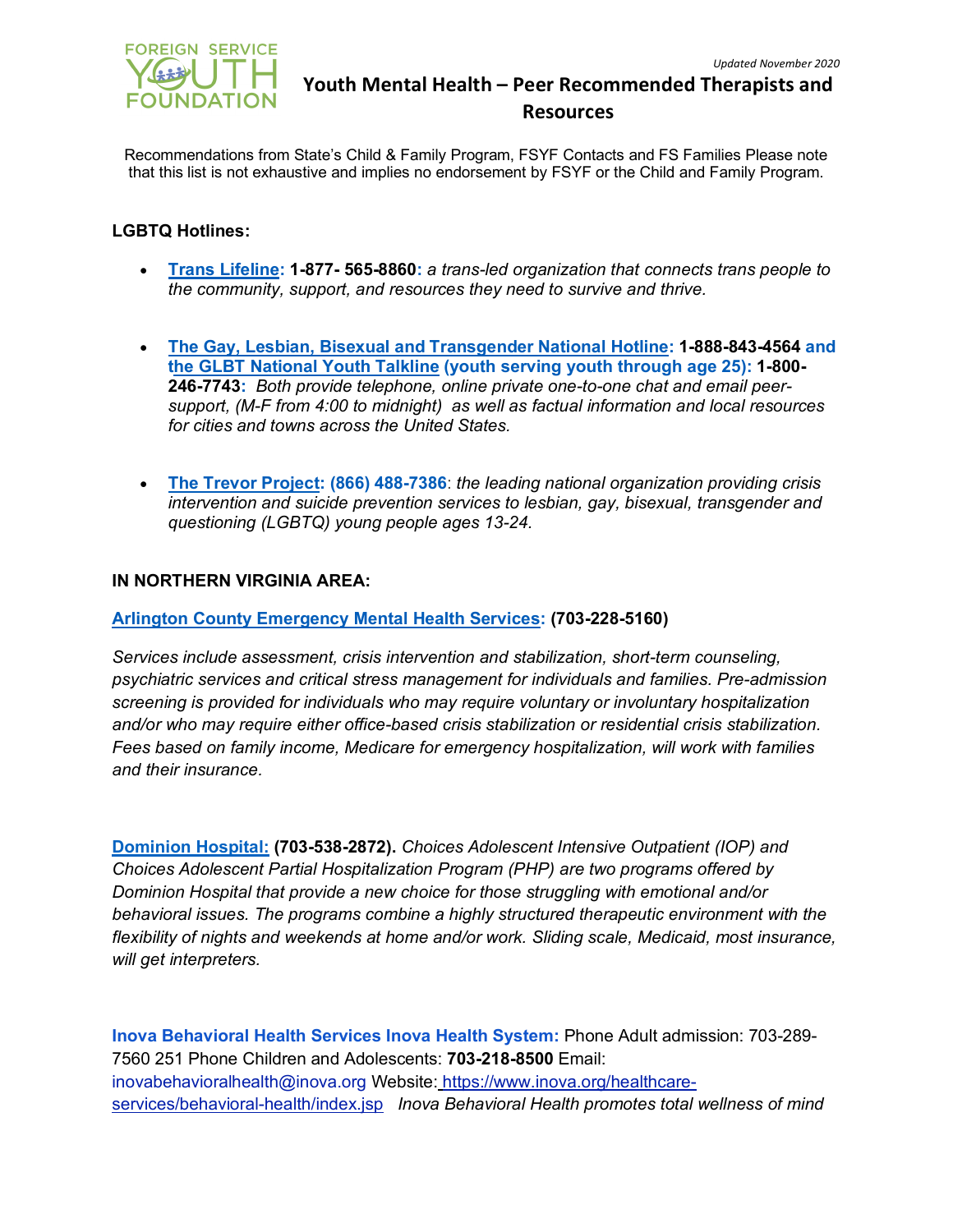# Youth Mental Health – Peer Recommended Therapists and Resources

Recommendations from State's Child & Family Program, FSYF Contacts and FS Families Please note that this list is not exhaustive and implies no endorsement by FSYF or the Child and Family Program.

**LGBTQ Hotlines:**

- **Trans Lifeline: 1-877- 565-8860:** *a trans-led organization that connects trans people to the community, support, and resources they need to survive and thrive.*

- **The Gay, Lesbian, Bisexual and Transgender National Hotline: 1-888-843-4564 and the GLBT National Youth Talkline (youth serving youth through age 25): 1-800-246-7743:** *Both provide telephone, online private one-to-one chat and email peer-support, (M-F from 4:00 to midnight) as well as factual information and local resources for cities and towns across the United States.*

- **The Trevor Project: (866) 488-7386**: *the leading national organization providing crisis intervention and suicide prevention services to lesbian, gay, bisexual, transgender and questioning (LGBTQ) young people ages 13-24.*

**IN NORTHERN VIRGINIA AREA:**

**Arlington County Emergency Mental Health Services: (703-228-5160)**

*Services include assessment, crisis intervention and stabilization, short-term counseling, psychiatric services and critical stress management for individuals and families. Pre-admission screening is provided for individuals who may require voluntary or involuntary hospitalization and/or who may require either office-based crisis stabilization or residential crisis stabilization. Fees based on family income, Medicare for emergency hospitalization, will work with families and their insurance.*

**Dominion Hospital: (703-538-2872).** *Choices Adolescent Intensive Outpatient (IOP) and Choices Adolescent Partial Hospitalization Program (PHP) are two programs offered by Dominion Hospital that provide a new choice for those struggling with emotional and/or behavioral issues. The programs combine a highly structured therapeutic environment with the flexibility of nights and weekends at home and/or work. Sliding scale, Medicaid, most insurance, will get interpreters.*

**Inova Behavioral Health Services Inova Health System:** Phone Adult admission: 703-289-7560 251 Phone Children and Adolescents: **703-218-8500** Email: inovabehavioralhealth@inova.org Website: https://www.inova.org/healthcare-services/behavioral-health/index.jsp *Inova Behavioral Health promotes total wellness of mind*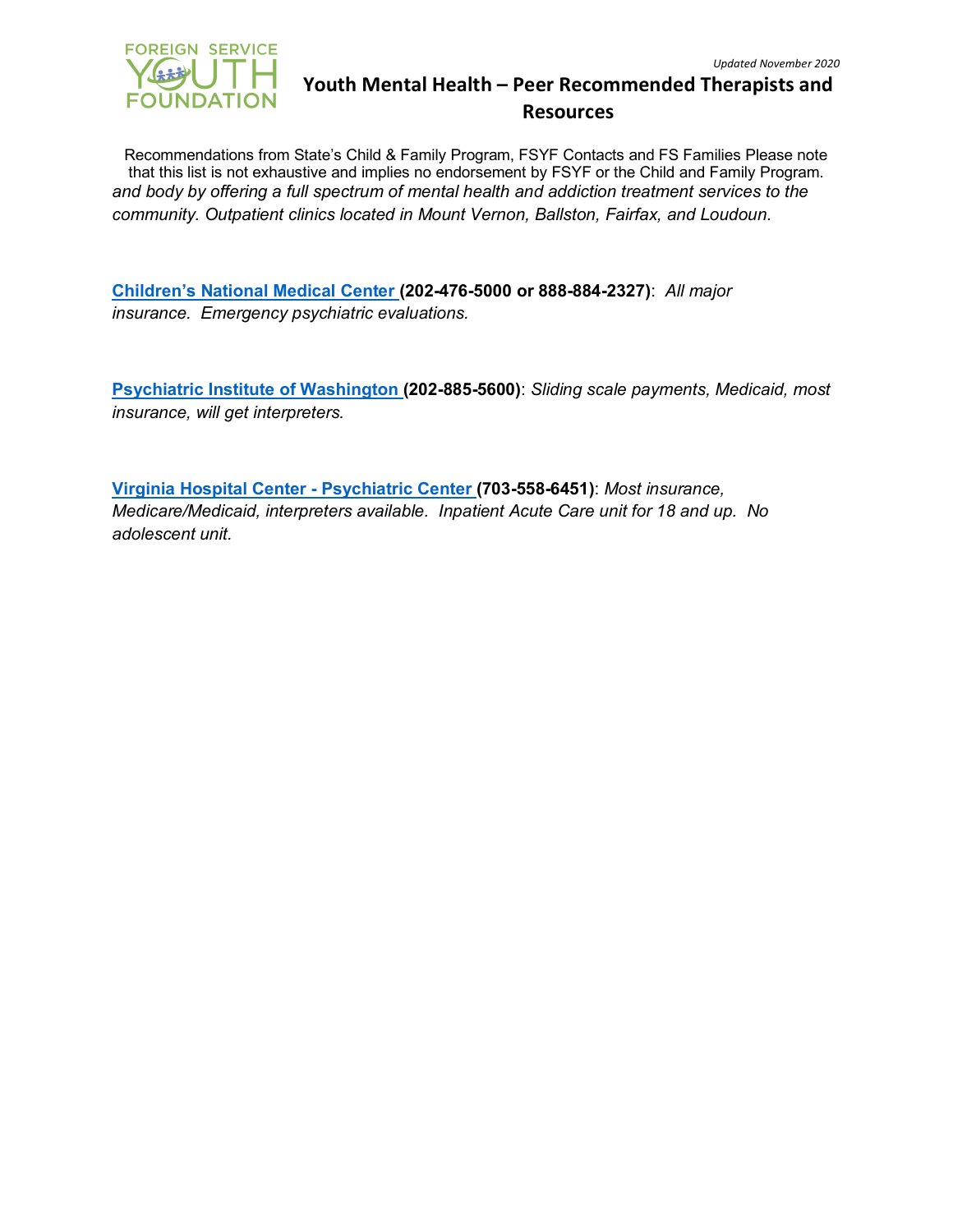# Youth Mental Health – Peer Recommended Therapists and Resources

*Updated November 2020*

Recommendations from State's Child & Family Program, FSYF Contacts and FS Families Please note that this list is not exhaustive and implies no endorsement by FSYF or the Child and Family Program.

*and body by offering a full spectrum of mental health and addiction treatment services to the community. Outpatient clinics located in Mount Vernon, Ballston, Fairfax, and Loudoun.*

**Children's National Medical Center (202-476-5000 or 888-884-2327)**: *All major insurance. Emergency psychiatric evaluations.*

**Psychiatric Institute of Washington (202-885-5600)**: *Sliding scale payments, Medicaid, most insurance, will get interpreters.*

**Virginia Hospital Center - Psychiatric Center (703-558-6451)**: *Most insurance, Medicare/Medicaid, interpreters available. Inpatient Acute Care unit for 18 and up. No adolescent unit.*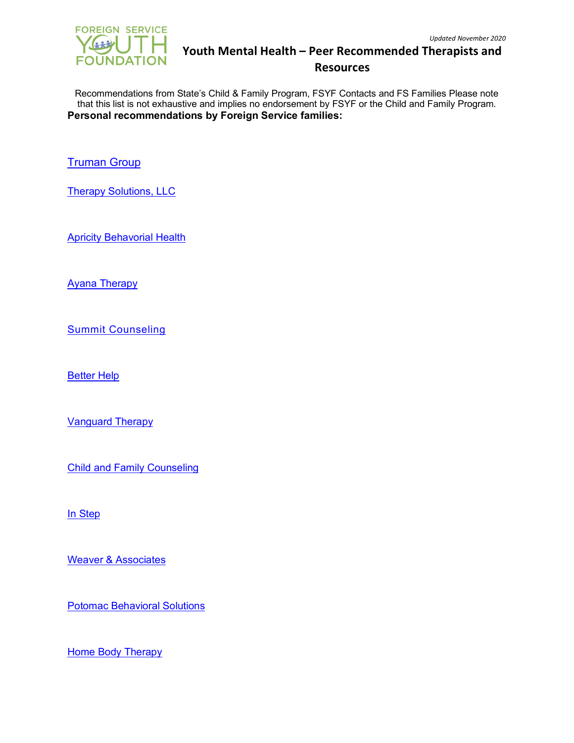*Updated November 2020*

# Youth Mental Health – Peer Recommended Therapists and Resources

Recommendations from State's Child & Family Program, FSYF Contacts and FS Families Please note that this list is not exhaustive and implies no endorsement by FSYF or the Child and Family Program.

**Personal recommendations by Foreign Service families:**

Truman Group

Therapy Solutions, LLC

Apricity Behavorial Health

Ayana Therapy

Summit Counseling

Better Help

Vanguard Therapy

Child and Family Counseling

In Step

Weaver & Associates

Potomac Behavioral Solutions

Home Body Therapy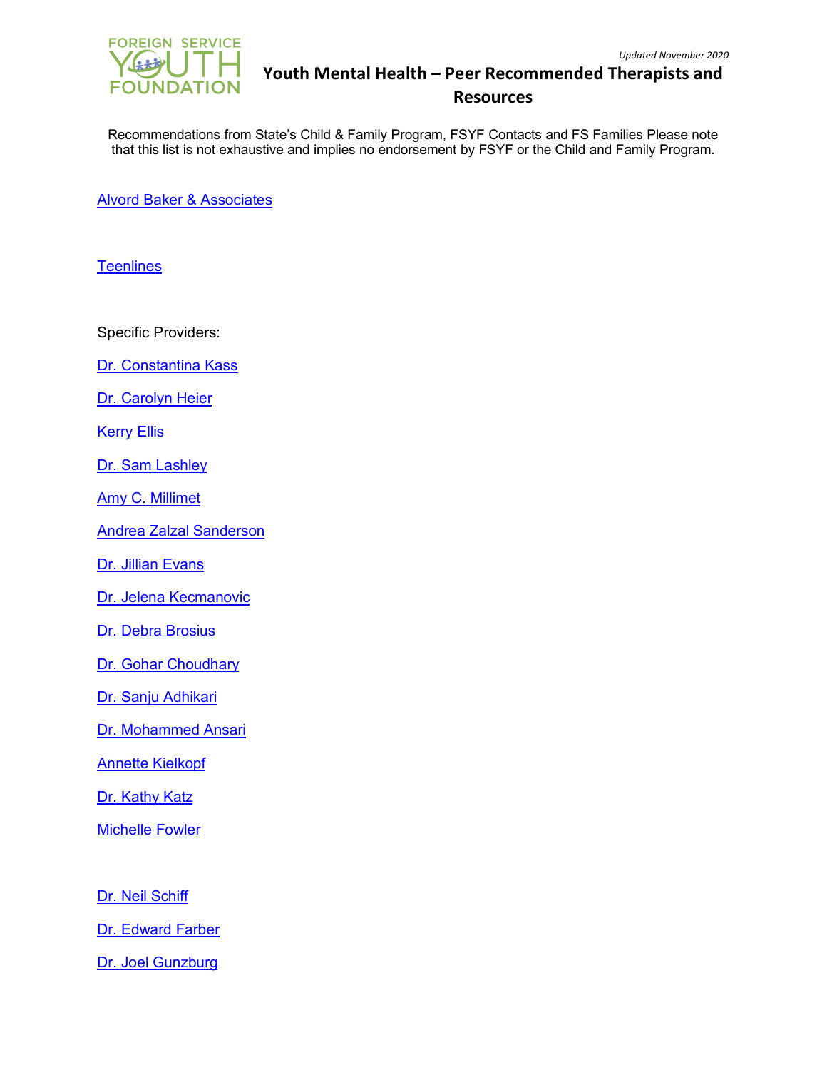*Updated November 2020*

# Youth Mental Health – Peer Recommended Therapists and Resources

Recommendations from State's Child & Family Program, FSYF Contacts and FS Families Please note that this list is not exhaustive and implies no endorsement by FSYF or the Child and Family Program.

Alvord Baker & Associates

Teenlines

Specific Providers:

Dr. Constantina Kass

Dr. Carolyn Heier

Kerry Ellis

Dr. Sam Lashley

Amy C. Millimet

Andrea Zalzal Sanderson

Dr. Jillian Evans

Dr. Jelena Kecmanovic

Dr. Debra Brosius

Dr. Gohar Choudhary

Dr. Sanju Adhikari

Dr. Mohammed Ansari

Annette Kielkopf

Dr. Kathy Katz

Michelle Fowler

Dr. Neil Schiff

Dr. Edward Farber

Dr. Joel Gunzburg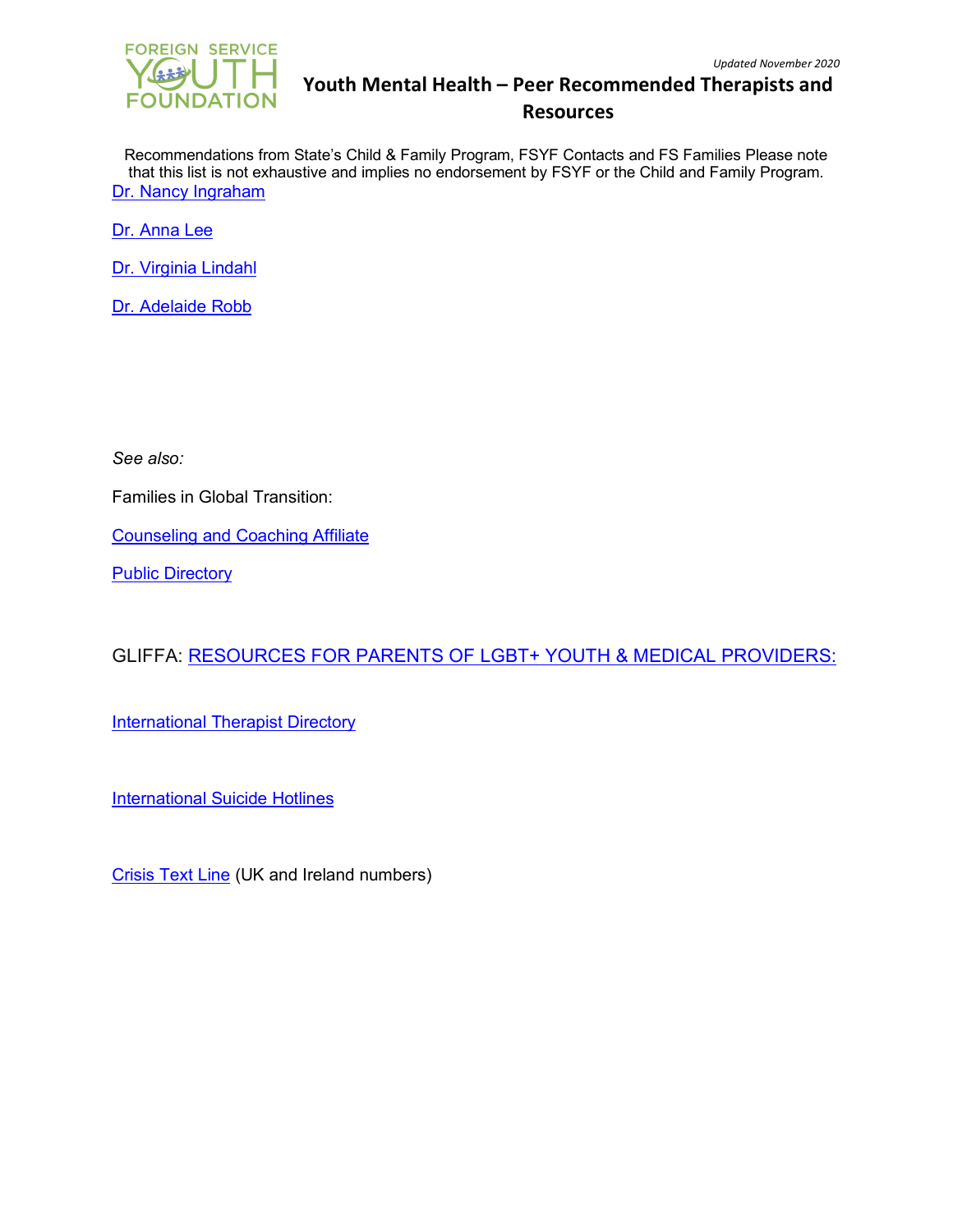*Updated November 2020*

# Youth Mental Health – Peer Recommended Therapists and Resources

Recommendations from State's Child & Family Program, FSYF Contacts and FS Families Please note that this list is not exhaustive and implies no endorsement by FSYF or the Child and Family Program.

Dr. Nancy Ingraham

Dr. Anna Lee

Dr. Virginia Lindahl

Dr. Adelaide Robb

*See also:*

Families in Global Transition:

Counseling and Coaching Affiliate

Public Directory

GLIFFA: RESOURCES FOR PARENTS OF LGBT+ YOUTH & MEDICAL PROVIDERS:

International Therapist Directory

International Suicide Hotlines

Crisis Text Line (UK and Ireland numbers)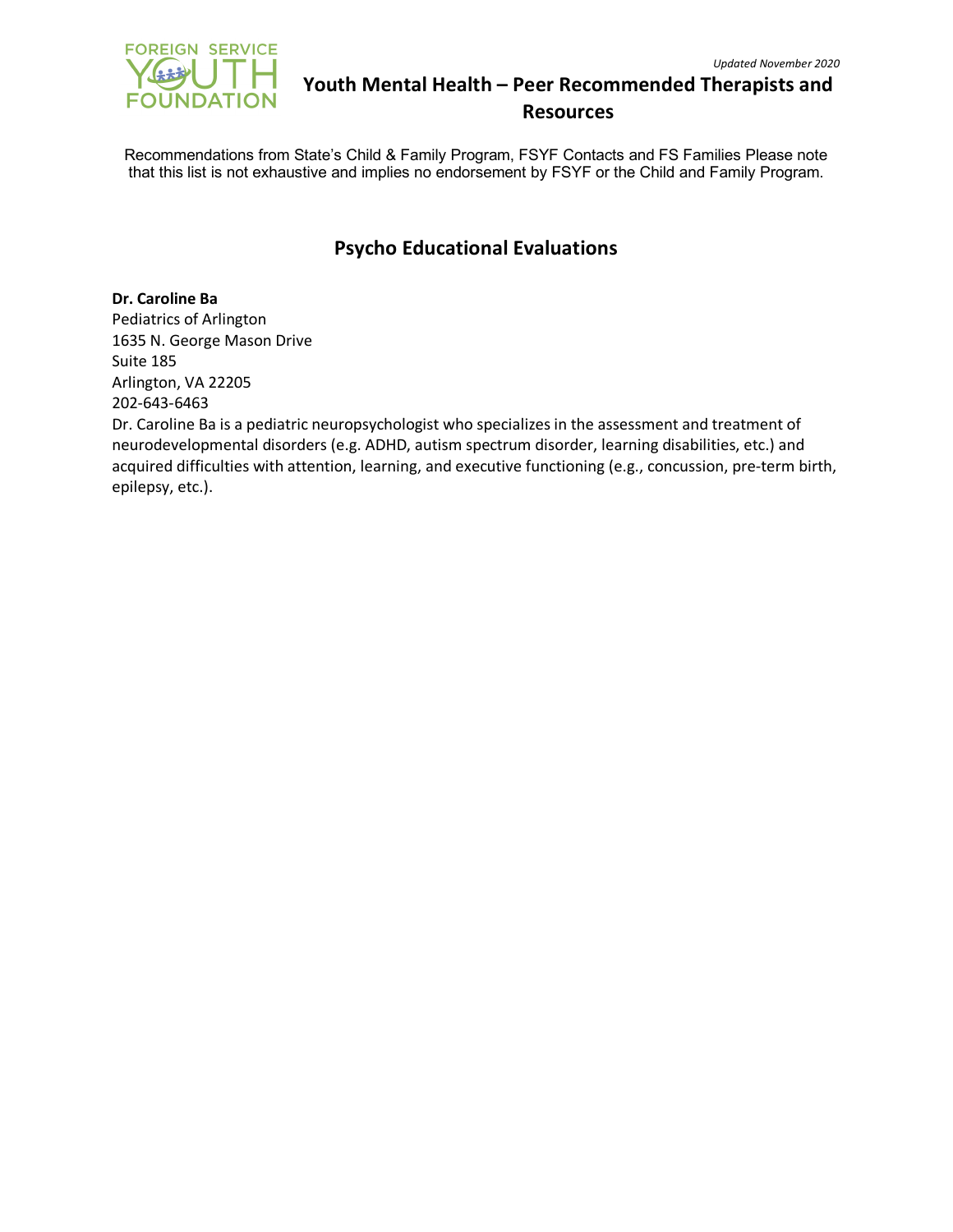*Updated November 2020*

# Youth Mental Health – Peer Recommended Therapists and Resources

Recommendations from State's Child & Family Program, FSYF Contacts and FS Families Please note that this list is not exhaustive and implies no endorsement by FSYF or the Child and Family Program.

## Psycho Educational Evaluations

**Dr. Caroline Ba**
Pediatrics of Arlington
1635 N. George Mason Drive
Suite 185
Arlington, VA 22205
202-643-6463
Dr. Caroline Ba is a pediatric neuropsychologist who specializes in the assessment and treatment of neurodevelopmental disorders (e.g. ADHD, autism spectrum disorder, learning disabilities, etc.) and acquired difficulties with attention, learning, and executive functioning (e.g., concussion, pre-term birth, epilepsy, etc.).